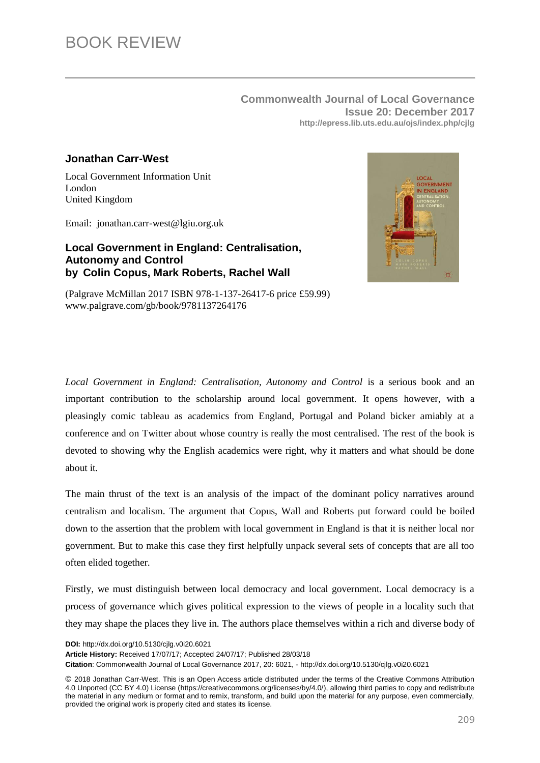# BOOK REVIEW

**Commonwealth Journal of Local Governance**
**Issue 20: December 2017**
**http://epress.lib.uts.edu.au/ojs/index.php/cjlg**

**Jonathan Carr-West**

Local Government Information Unit
London
United Kingdom

Email: jonathan.carr-west@lgiu.org.uk

**Local Government in England: Centralisation, Autonomy and Control**
**by Colin Copus, Mark Roberts, Rachel Wall**

(Palgrave McMillan 2017 ISBN 978-1-137-26417-6 price £59.99)
www.palgrave.com/gb/book/9781137264176

*Local Government in England: Centralisation, Autonomy and Control* is a serious book and an important contribution to the scholarship around local government. It opens however, with a pleasingly comic tableau as academics from England, Portugal and Poland bicker amiably at a conference and on Twitter about whose country is really the most centralised. The rest of the book is devoted to showing why the English academics were right, why it matters and what should be done about it.

The main thrust of the text is an analysis of the impact of the dominant policy narratives around centralism and localism. The argument that Copus, Wall and Roberts put forward could be boiled down to the assertion that the problem with local government in England is that it is neither local nor government. But to make this case they first helpfully unpack several sets of concepts that are all too often elided together.

Firstly, we must distinguish between local democracy and local government. Local democracy is a process of governance which gives political expression to the views of people in a locality such that they may shape the places they live in. The authors place themselves within a rich and diverse body of

**DOI:** http://dx.doi.org/10.5130/cjlg.v0i20.6021
**Article History:** Received 17/07/17; Accepted 24/07/17; Published 28/03/18
**Citation**: Commonwealth Journal of Local Governance 2017, 20: 6021, - http://dx.doi.org/10.5130/cjlg.v0i20.6021

© 2018 Jonathan Carr-West. This is an Open Access article distributed under the terms of the Creative Commons Attribution 4.0 Unported (CC BY 4.0) License (https://creativecommons.org/licenses/by/4.0/), allowing third parties to copy and redistribute the material in any medium or format and to remix, transform, and build upon the material for any purpose, even commercially, provided the original work is properly cited and states its license.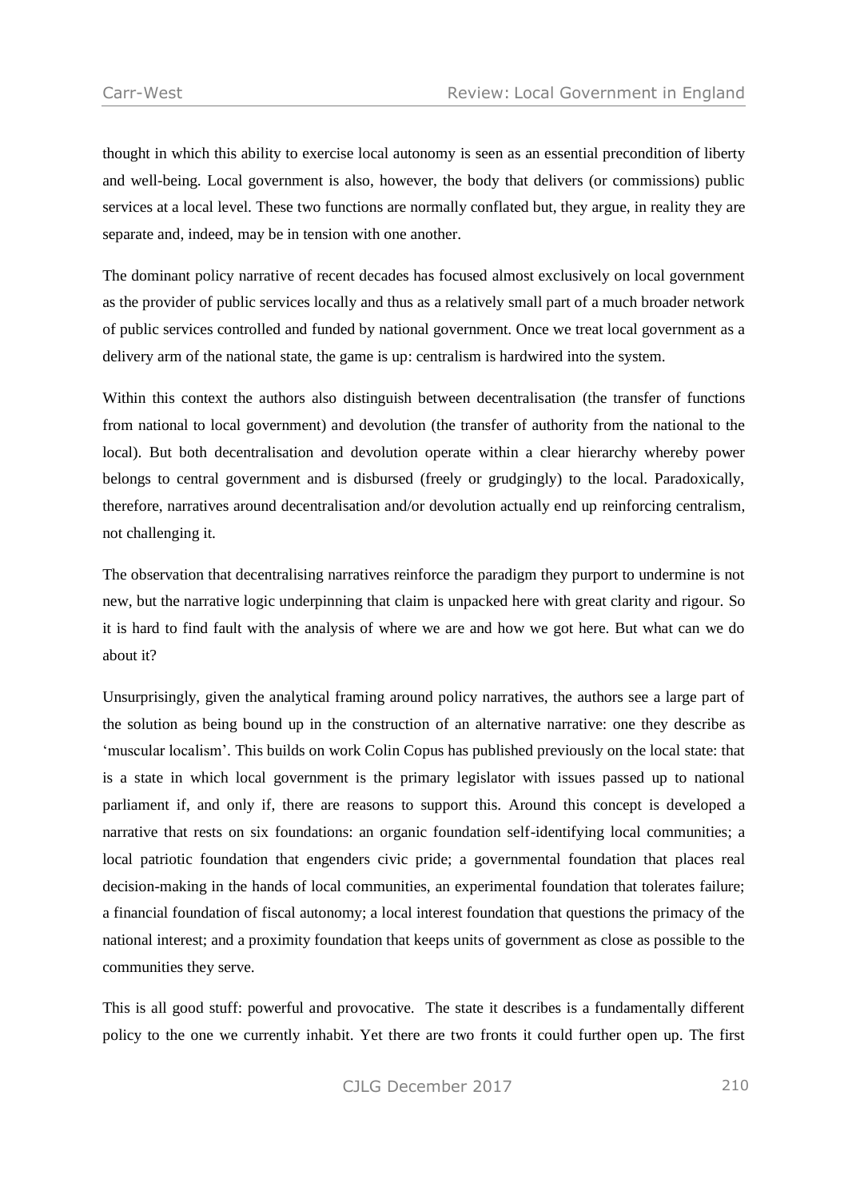thought in which this ability to exercise local autonomy is seen as an essential precondition of liberty and well-being. Local government is also, however, the body that delivers (or commissions) public services at a local level. These two functions are normally conflated but, they argue, in reality they are separate and, indeed, may be in tension with one another.

The dominant policy narrative of recent decades has focused almost exclusively on local government as the provider of public services locally and thus as a relatively small part of a much broader network of public services controlled and funded by national government. Once we treat local government as a delivery arm of the national state, the game is up: centralism is hardwired into the system.

Within this context the authors also distinguish between decentralisation (the transfer of functions from national to local government) and devolution (the transfer of authority from the national to the local). But both decentralisation and devolution operate within a clear hierarchy whereby power belongs to central government and is disbursed (freely or grudgingly) to the local. Paradoxically, therefore, narratives around decentralisation and/or devolution actually end up reinforcing centralism, not challenging it.

The observation that decentralising narratives reinforce the paradigm they purport to undermine is not new, but the narrative logic underpinning that claim is unpacked here with great clarity and rigour. So it is hard to find fault with the analysis of where we are and how we got here. But what can we do about it?

Unsurprisingly, given the analytical framing around policy narratives, the authors see a large part of the solution as being bound up in the construction of an alternative narrative: one they describe as 'muscular localism'. This builds on work Colin Copus has published previously on the local state: that is a state in which local government is the primary legislator with issues passed up to national parliament if, and only if, there are reasons to support this. Around this concept is developed a narrative that rests on six foundations: an organic foundation self-identifying local communities; a local patriotic foundation that engenders civic pride; a governmental foundation that places real decision-making in the hands of local communities, an experimental foundation that tolerates failure; a financial foundation of fiscal autonomy; a local interest foundation that questions the primacy of the national interest; and a proximity foundation that keeps units of government as close as possible to the communities they serve.

This is all good stuff: powerful and provocative. The state it describes is a fundamentally different policy to the one we currently inhabit. Yet there are two fronts it could further open up. The first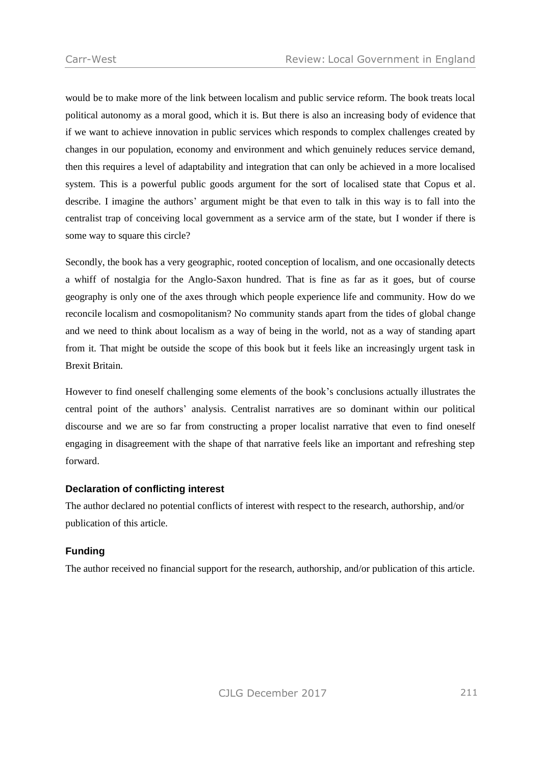would be to make more of the link between localism and public service reform. The book treats local political autonomy as a moral good, which it is. But there is also an increasing body of evidence that if we want to achieve innovation in public services which responds to complex challenges created by changes in our population, economy and environment and which genuinely reduces service demand, then this requires a level of adaptability and integration that can only be achieved in a more localised system. This is a powerful public goods argument for the sort of localised state that Copus et al. describe. I imagine the authors' argument might be that even to talk in this way is to fall into the centralist trap of conceiving local government as a service arm of the state, but I wonder if there is some way to square this circle?

Secondly, the book has a very geographic, rooted conception of localism, and one occasionally detects a whiff of nostalgia for the Anglo-Saxon hundred. That is fine as far as it goes, but of course geography is only one of the axes through which people experience life and community. How do we reconcile localism and cosmopolitanism? No community stands apart from the tides of global change and we need to think about localism as a way of being in the world, not as a way of standing apart from it. That might be outside the scope of this book but it feels like an increasingly urgent task in Brexit Britain.

However to find oneself challenging some elements of the book's conclusions actually illustrates the central point of the authors' analysis. Centralist narratives are so dominant within our political discourse and we are so far from constructing a proper localist narrative that even to find oneself engaging in disagreement with the shape of that narrative feels like an important and refreshing step forward.

### Declaration of conflicting interest

The author declared no potential conflicts of interest with respect to the research, authorship, and/or publication of this article.

### Funding

The author received no financial support for the research, authorship, and/or publication of this article.